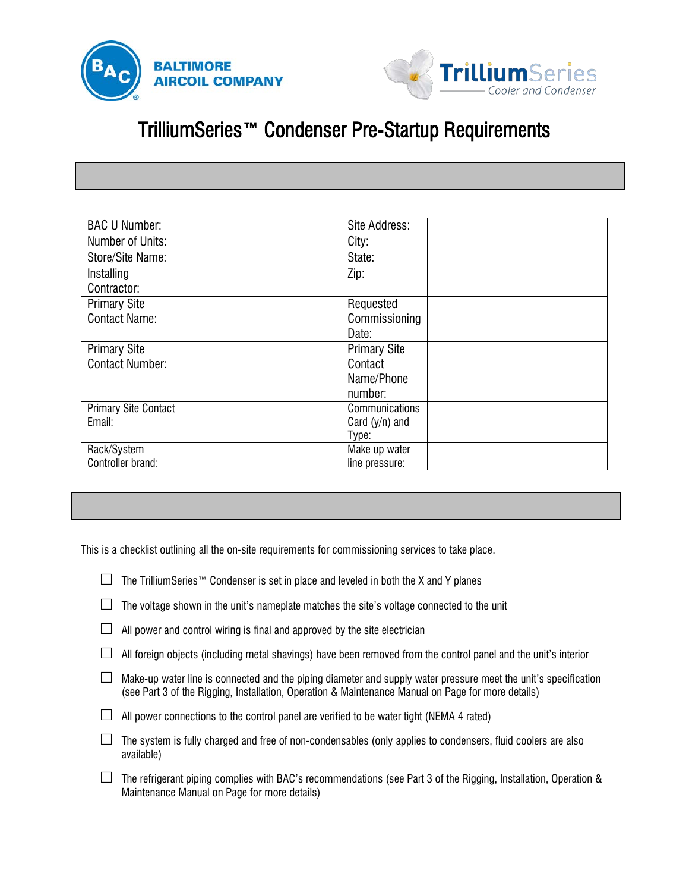BALTIMORE AIRCOIL COMPANY

TrilliumSeries Cooler and Condenser

# TrilliumSeries™ Condenser Pre-Startup Requirements

| | | | |
|---|---|---|---|
| BAC U Number: | | Site Address: | |
| Number of Units: | | City: | |
| Store/Site Name: | | State: | |
| Installing Contractor: | | Zip: | |
| Primary Site Contact Name: | | Requested Commissioning Date: | |
| Primary Site Contact Number: | | Primary Site Contact Name/Phone number: | |
| Primary Site Contact Email: | | Communications Card (y/n) and Type: | |
| Rack/System Controller brand: | | Make up water line pressure: | |

This is a checklist outlining all the on-site requirements for commissioning services to take place.

- ☐ The TrilliumSeries™ Condenser is set in place and leveled in both the X and Y planes
- ☐ The voltage shown in the unit's nameplate matches the site's voltage connected to the unit
- ☐ All power and control wiring is final and approved by the site electrician
- ☐ All foreign objects (including metal shavings) have been removed from the control panel and the unit's interior
- ☐ Make-up water line is connected and the piping diameter and supply water pressure meet the unit's specification (see Part 3 of the Rigging, Installation, Operation & Maintenance Manual on Page for more details)
- ☐ All power connections to the control panel are verified to be water tight (NEMA 4 rated)
- ☐ The system is fully charged and free of non-condensables (only applies to condensers, fluid coolers are also available)
- ☐ The refrigerant piping complies with BAC's recommendations (see Part 3 of the Rigging, Installation, Operation & Maintenance Manual on Page for more details)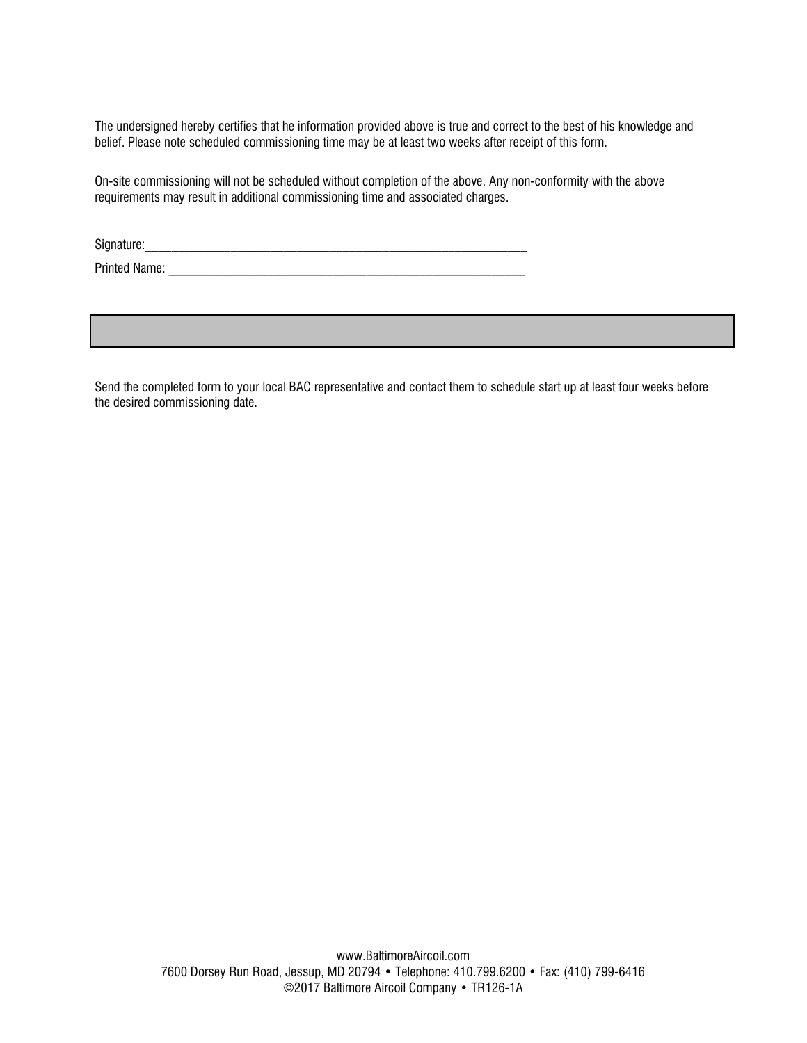The undersigned hereby certifies that he information provided above is true and correct to the best of his knowledge and belief. Please note scheduled commissioning time may be at least two weeks after receipt of this form.

On-site commissioning will not be scheduled without completion of the above. Any non-conformity with the above requirements may result in additional commissioning time and associated charges.

Signature:_______________________________________________________________

Printed Name: ___________________________________________________________

Send the completed form to your local BAC representative and contact them to schedule start up at least four weeks before the desired commissioning date.

www.BaltimoreAircoil.com
7600 Dorsey Run Road, Jessup, MD 20794 • Telephone: 410.799.6200 • Fax: (410) 799-6416
©2017 Baltimore Aircoil Company • TR126-1A